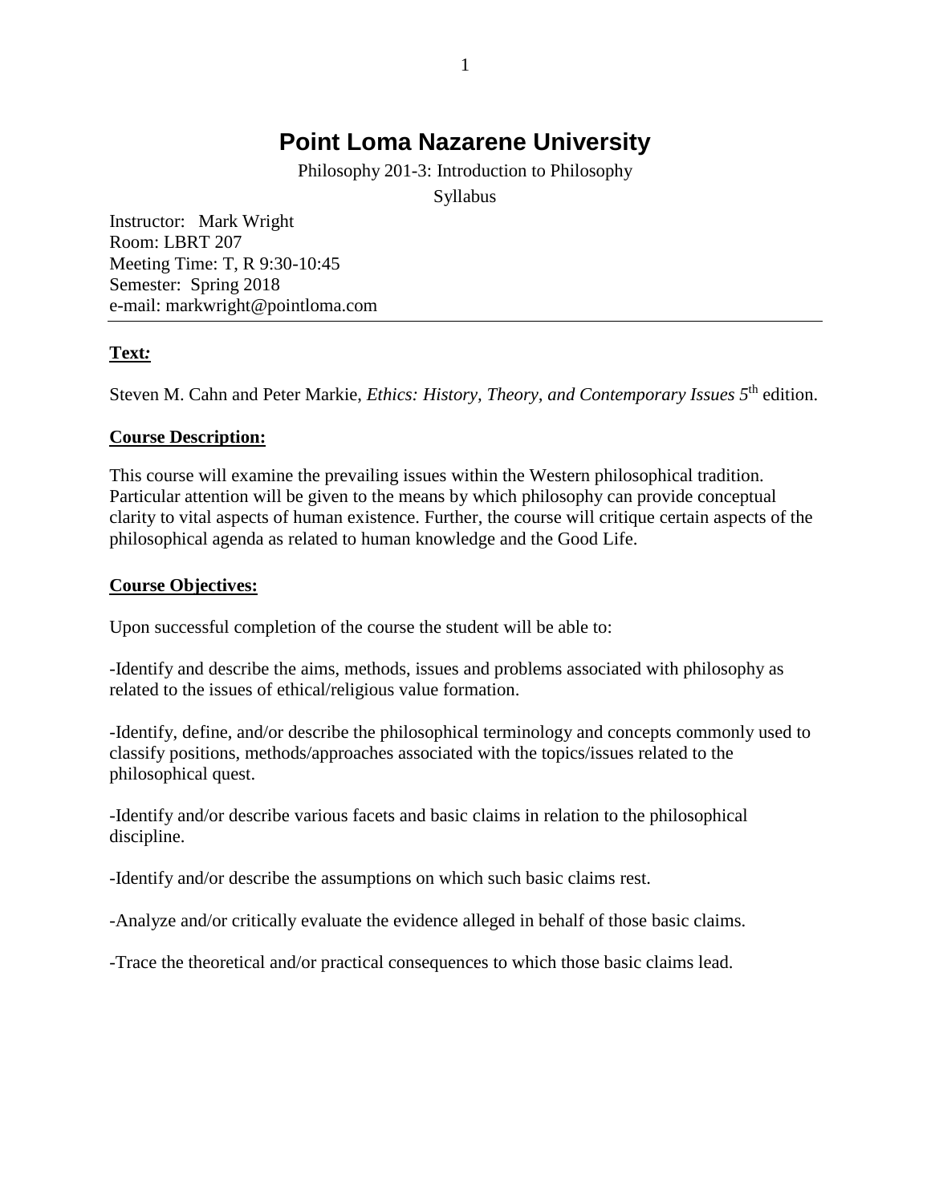# Point Loma Nazarene University

Philosophy 201-3: Introduction to Philosophy

Syllabus

Instructor: Mark Wright
Room: LBRT 207
Meeting Time: T, R 9:30-10:45
Semester: Spring 2018
e-mail: markwright@pointloma.com

---

## Text:

Steven M. Cahn and Peter Markie, *Ethics: History, Theory, and Contemporary Issues 5*th edition.

## Course Description:

This course will examine the prevailing issues within the Western philosophical tradition. Particular attention will be given to the means by which philosophy can provide conceptual clarity to vital aspects of human existence. Further, the course will critique certain aspects of the philosophical agenda as related to human knowledge and the Good Life.

## Course Objectives:

Upon successful completion of the course the student will be able to:

-Identify and describe the aims, methods, issues and problems associated with philosophy as related to the issues of ethical/religious value formation.

-Identify, define, and/or describe the philosophical terminology and concepts commonly used to classify positions, methods/approaches associated with the topics/issues related to the philosophical quest.

-Identify and/or describe various facets and basic claims in relation to the philosophical discipline.

-Identify and/or describe the assumptions on which such basic claims rest.

-Analyze and/or critically evaluate the evidence alleged in behalf of those basic claims.

-Trace the theoretical and/or practical consequences to which those basic claims lead.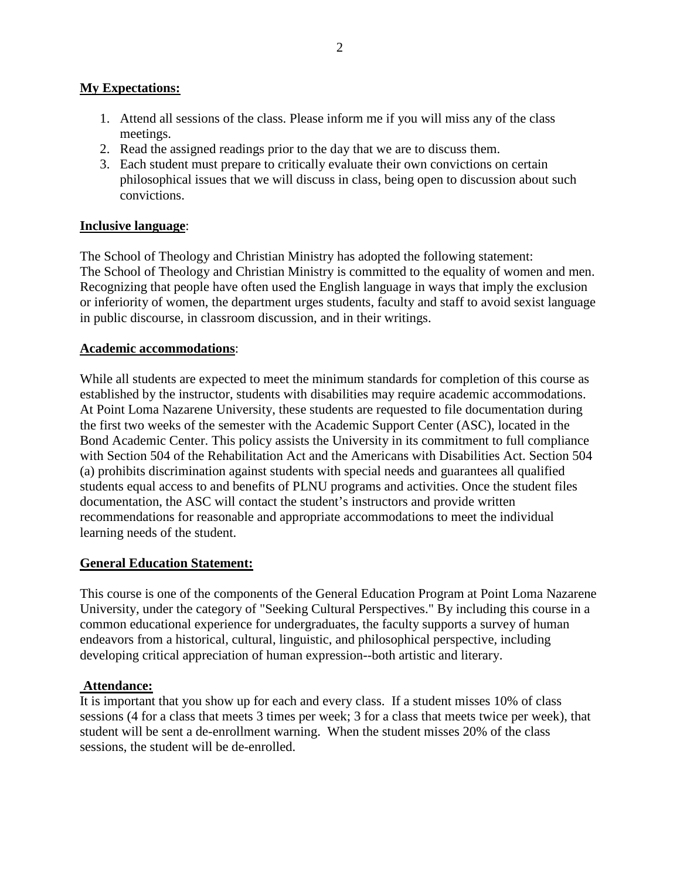**My Expectations:**

1. Attend all sessions of the class. Please inform me if you will miss any of the class meetings.
2. Read the assigned readings prior to the day that we are to discuss them.
3. Each student must prepare to critically evaluate their own convictions on certain philosophical issues that we will discuss in class, being open to discussion about such convictions.

**Inclusive language**:

The School of Theology and Christian Ministry has adopted the following statement:
The School of Theology and Christian Ministry is committed to the equality of women and men. Recognizing that people have often used the English language in ways that imply the exclusion or inferiority of women, the department urges students, faculty and staff to avoid sexist language in public discourse, in classroom discussion, and in their writings.

**Academic accommodations**:

While all students are expected to meet the minimum standards for completion of this course as established by the instructor, students with disabilities may require academic accommodations. At Point Loma Nazarene University, these students are requested to file documentation during the first two weeks of the semester with the Academic Support Center (ASC), located in the Bond Academic Center. This policy assists the University in its commitment to full compliance with Section 504 of the Rehabilitation Act and the Americans with Disabilities Act. Section 504 (a) prohibits discrimination against students with special needs and guarantees all qualified students equal access to and benefits of PLNU programs and activities. Once the student files documentation, the ASC will contact the student's instructors and provide written recommendations for reasonable and appropriate accommodations to meet the individual learning needs of the student.

**General Education Statement:**

This course is one of the components of the General Education Program at Point Loma Nazarene University, under the category of "Seeking Cultural Perspectives." By including this course in a common educational experience for undergraduates, the faculty supports a survey of human endeavors from a historical, cultural, linguistic, and philosophical perspective, including developing critical appreciation of human expression--both artistic and literary.

**Attendance:**

It is important that you show up for each and every class. If a student misses 10% of class sessions (4 for a class that meets 3 times per week; 3 for a class that meets twice per week), that student will be sent a de-enrollment warning. When the student misses 20% of the class sessions, the student will be de-enrolled.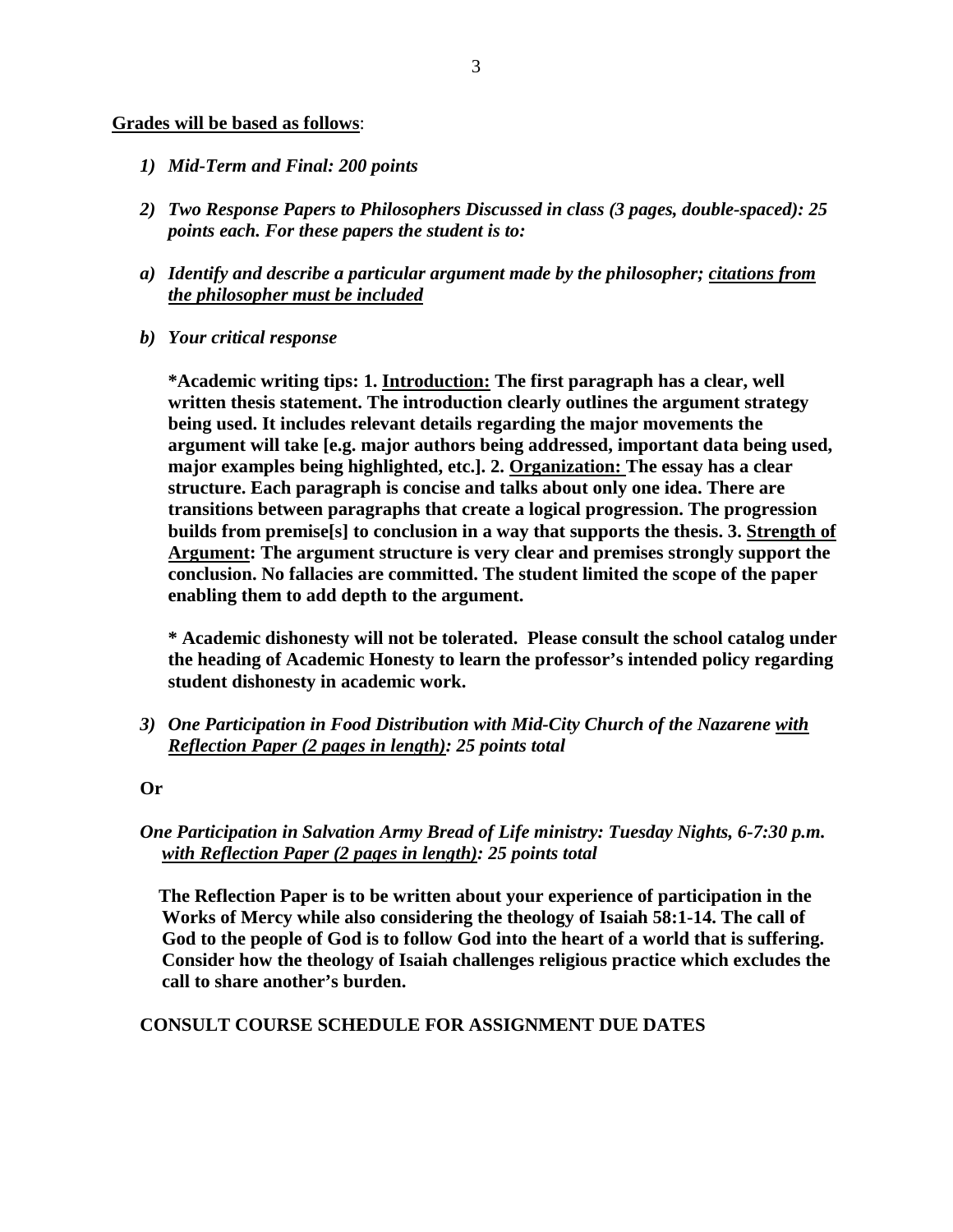**<u>Grades will be based as follows</u>**:

1) ***Mid-Term and Final: 200 points***

2) ***Two Response Papers to Philosophers Discussed in class (3 pages, double-spaced): 25 points each. For these papers the student is to:***

a) ***Identify and describe a particular argument made by the philosopher; <u>citations from the philosopher must be included</u>***

b) ***Your critical response***

**\*Academic writing tips: 1. <u>Introduction:</u> The first paragraph has a clear, well written thesis statement. The introduction clearly outlines the argument strategy being used. It includes relevant details regarding the major movements the argument will take [e.g. major authors being addressed, important data being used, major examples being highlighted, etc.]. 2. <u>Organization:</u> The essay has a clear structure. Each paragraph is concise and talks about only one idea. There are transitions between paragraphs that create a logical progression. The progression builds from premise[s] to conclusion in a way that supports the thesis. 3. <u>Strength of Argument</u>: The argument structure is very clear and premises strongly support the conclusion. No fallacies are committed. The student limited the scope of the paper enabling them to add depth to the argument.**

**\* Academic dishonesty will not be tolerated. Please consult the school catalog under the heading of Academic Honesty to learn the professor's intended policy regarding student dishonesty in academic work.**

3) ***One Participation in Food Distribution with Mid-City Church of the Nazarene <u>with Reflection Paper (2 pages in length)</u>: 25 points total***

**Or**

***One Participation in Salvation Army Bread of Life ministry: Tuesday Nights, 6-7:30 p.m. <u>with Reflection Paper (2 pages in length)</u>: 25 points total***

**The Reflection Paper is to be written about your experience of participation in the Works of Mercy while also considering the theology of Isaiah 58:1-14. The call of God to the people of God is to follow God into the heart of a world that is suffering. Consider how the theology of Isaiah challenges religious practice which excludes the call to share another's burden.**

**CONSULT COURSE SCHEDULE FOR ASSIGNMENT DUE DATES**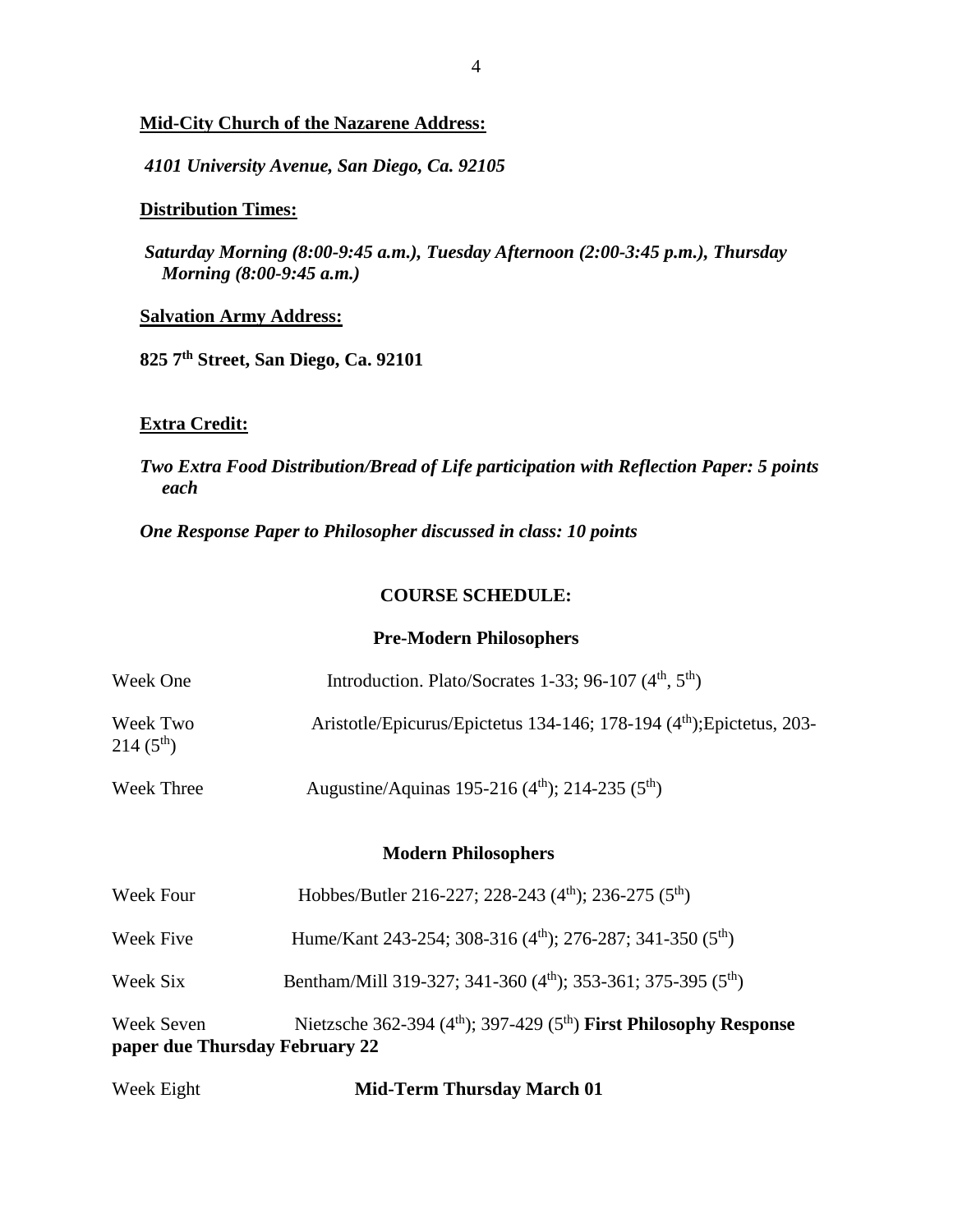**<u>Mid-City Church of the Nazarene Address:</u>**

***4101 University Avenue, San Diego, Ca. 92105***

**<u>Distribution Times:</u>**

***Saturday Morning (8:00-9:45 a.m.), Tuesday Afternoon (2:00-3:45 p.m.), Thursday Morning (8:00-9:45 a.m.)***

**<u>Salvation Army Address:</u>**

**825 7th Street, San Diego, Ca. 92101**

**<u>Extra Credit:</u>**

***Two Extra Food Distribution/Bread of Life participation with Reflection Paper: 5 points each***

***One Response Paper to Philosopher discussed in class: 10 points***

## COURSE SCHEDULE:

### Pre-Modern Philosophers

Week One — Introduction. Plato/Socrates 1-33; 96-107 (4th, 5th)

Week Two — Aristotle/Epicurus/Epictetus 134-146; 178-194 (4th); Epictetus, 203-214 (5th)

Week Three — Augustine/Aquinas 195-216 (4th); 214-235 (5th)

### Modern Philosophers

Week Four — Hobbes/Butler 216-227; 228-243 (4th); 236-275 (5th)

Week Five — Hume/Kant 243-254; 308-316 (4th); 276-287; 341-350 (5th)

Week Six — Bentham/Mill 319-327; 341-360 (4th); 353-361; 375-395 (5th)

Week Seven — Nietzsche 362-394 (4th); 397-429 (5th) **First Philosophy Response paper due Thursday February 22**

Week Eight — **Mid-Term Thursday March 01**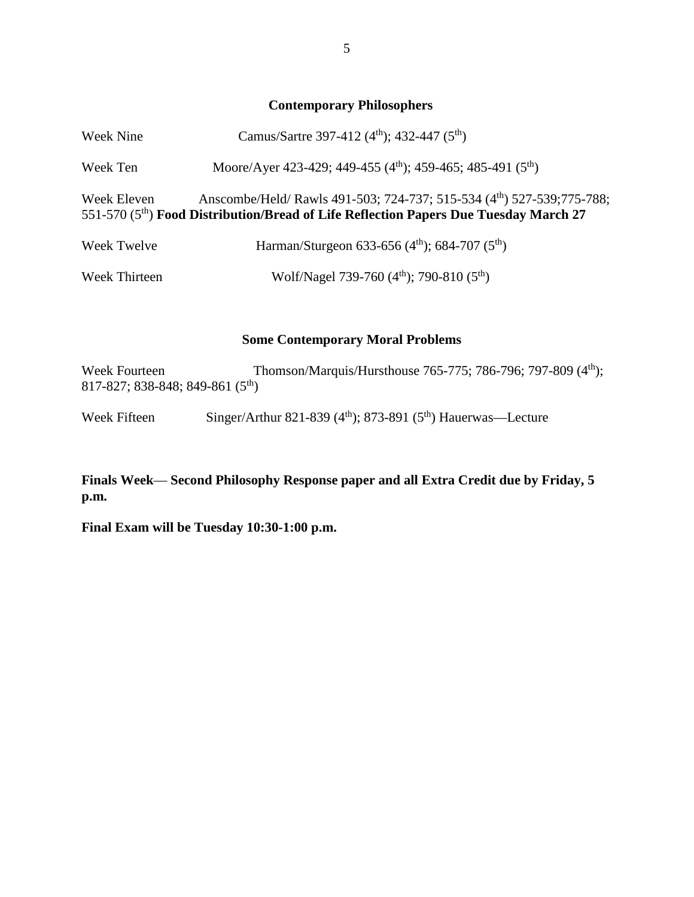### Contemporary Philosophers

Week Nine Camus/Sartre 397-412 (4th); 432-447 (5th)

Week Ten Moore/Ayer 423-429; 449-455 (4th); 459-465; 485-491 (5th)

Week Eleven Anscombe/Held/ Rawls 491-503; 724-737; 515-534 (4th) 527-539;775-788; 551-570 (5th) **Food Distribution/Bread of Life Reflection Papers Due Tuesday March 27**

Week Twelve Harman/Sturgeon 633-656 (4th); 684-707 (5th)

Week Thirteen Wolf/Nagel 739-760 (4th); 790-810 (5th)

### Some Contemporary Moral Problems

Week Fourteen Thomson/Marquis/Hursthouse 765-775; 786-796; 797-809 (4th); 817-827; 838-848; 849-861 (5th)

Week Fifteen Singer/Arthur 821-839 (4th); 873-891 (5th) Hauerwas—Lecture

**Finals Week— Second Philosophy Response paper and all Extra Credit due by Friday, 5 p.m.**

**Final Exam will be Tuesday 10:30-1:00 p.m.**